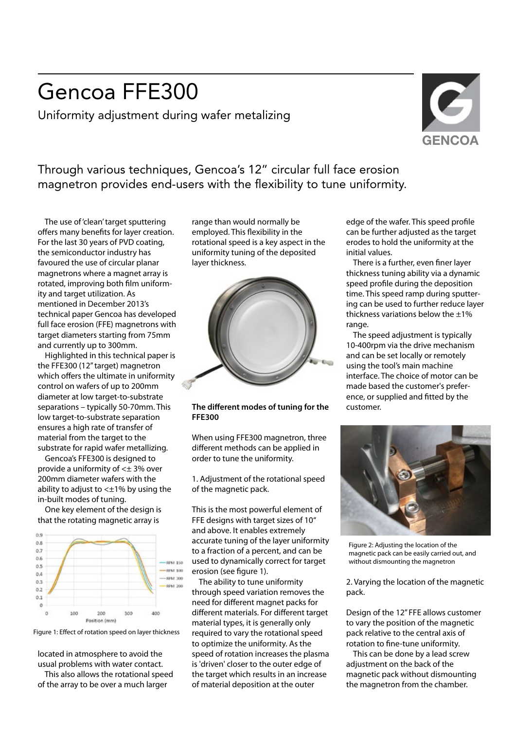# Gencoa FFE300

Uniformity adjustment during wafer metalizing

GENCOA

## Through various techniques, Gencoa's 12" circular full face erosion magnetron provides end-users with the flexibility to tune uniformity.

The use of 'clean' target sputtering offers many benefits for layer creation. For the last 30 years of PVD coating, the semiconductor industry has favoured the use of circular planar magnetrons where a magnet array is rotated, improving both film uniformity and target utilization. As mentioned in December 2013's technical paper Gencoa has developed full face erosion (FFE) magnetrons with target diameters starting from 75mm and currently up to 300mm.

Highlighted in this technical paper is the FFE300 (12" target) magnetron which offers the ultimate in uniformity control on wafers of up to 200mm diameter at low target-to-substrate separations – typically 50-70mm. This low target-to-substrate separation ensures a high rate of transfer of material from the target to the substrate for rapid wafer metallizing.

Gencoa's FFE300 is designed to provide a uniformity of <± 3% over 200mm diameter wafers with the ability to adjust to <±1% by using the in-built modes of tuning.

One key element of the design is that the rotating magnetic array is located in atmosphere to avoid the usual problems with water contact.

This also allows the rotational speed of the array to be over a much larger range than would normally be employed. This flexibility in the rotational speed is a key aspect in the uniformity tuning of the deposited layer thickness.

Figure 1: Effect of rotation speed on layer thickness

**The different modes of tuning for the FFE300**

When using FFE300 magnetron, three different methods can be applied in order to tune the uniformity.

1. Adjustment of the rotational speed of the magnetic pack.

This is the most powerful element of FFE designs with target sizes of 10" and above. It enables extremely accurate tuning of the layer uniformity to a fraction of a percent, and can be used to dynamically correct for target erosion (see figure 1).

The ability to tune uniformity through speed variation removes the need for different magnet packs for different materials. For different target material types, it is generally only required to vary the rotational speed to optimize the uniformity. As the speed of rotation increases the plasma is 'driven' closer to the outer edge of the target which results in an increase of material deposition at the outer edge of the wafer. This speed profile can be further adjusted as the target erodes to hold the uniformity at the initial values.

There is a further, even finer layer thickness tuning ability via a dynamic speed profile during the deposition time. This speed ramp during sputtering can be used to further reduce layer thickness variations below the ±1% range.

The speed adjustment is typically 10-400rpm via the drive mechanism and can be set locally or remotely using the tool's main machine interface. The choice of motor can be made based the customer's preference, or supplied and fitted by the customer.

Figure 2: Adjusting the location of the magnetic pack can be easily carried out, and without dismounting the magnetron

2. Varying the location of the magnetic pack.

Design of the 12" FFE allows customer to vary the position of the magnetic pack relative to the central axis of rotation to fine-tune uniformity.

This can be done by a lead screw adjustment on the back of the magnetic pack without dismounting the magnetron from the chamber.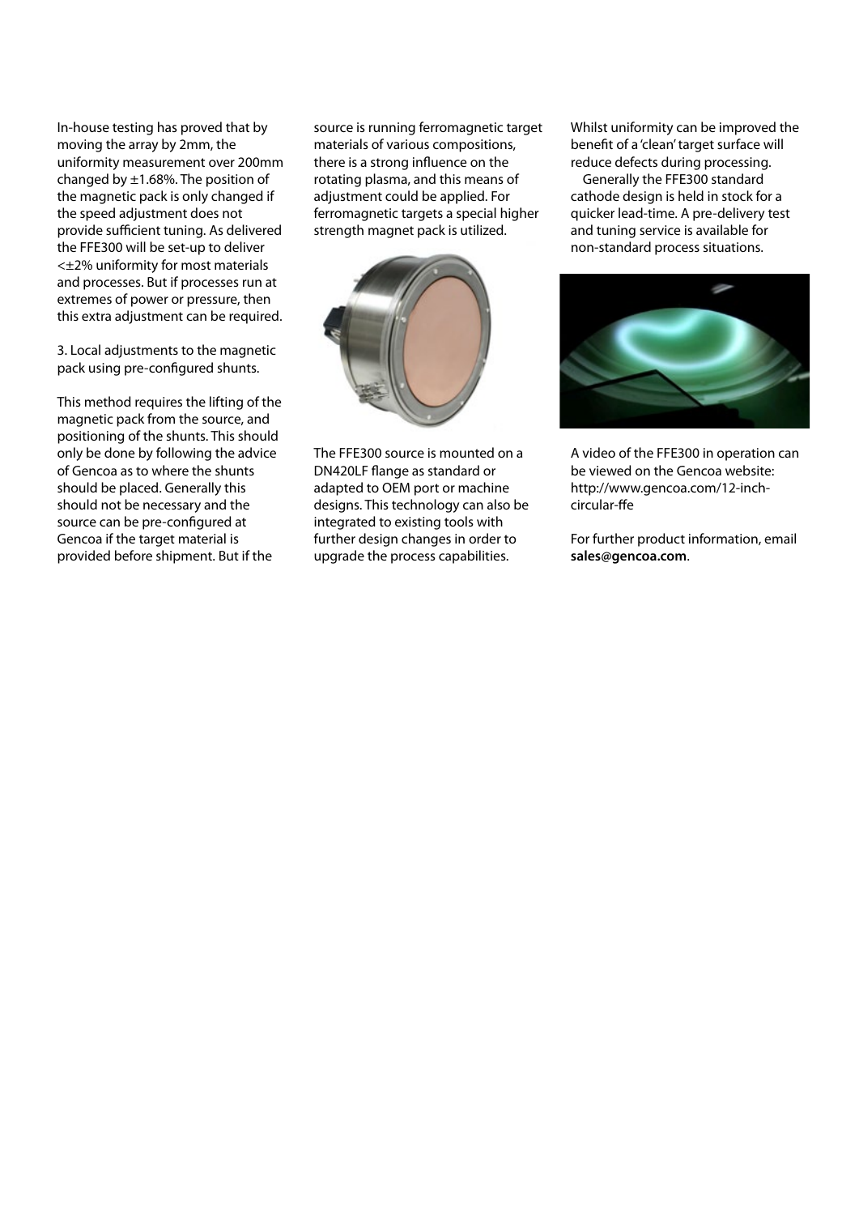In-house testing has proved that by moving the array by 2mm, the uniformity measurement over 200mm changed by $\pm 1.68\%$. The position of the magnetic pack is only changed if the speed adjustment does not provide sufficient tuning. As delivered the FFE300 will be set-up to deliver $< \pm 2\%$ uniformity for most materials and processes. But if processes run at extremes of power or pressure, then this extra adjustment can be required.

3. Local adjustments to the magnetic pack using pre-configured shunts.

This method requires the lifting of the magnetic pack from the source, and positioning of the shunts. This should only be done by following the advice of Gencoa as to where the shunts should be placed. Generally this should not be necessary and the source can be pre-configured at Gencoa if the target material is provided before shipment. But if the source is running ferromagnetic target materials of various compositions, there is a strong influence on the rotating plasma, and this means of adjustment could be applied. For ferromagnetic targets a special higher strength magnet pack is utilized.

The FFE300 source is mounted on a DN420LF flange as standard or adapted to OEM port or machine designs. This technology can also be integrated to existing tools with further design changes in order to upgrade the process capabilities.

Whilst uniformity can be improved the benefit of a 'clean' target surface will reduce defects during processing.

Generally the FFE300 standard cathode design is held in stock for a quicker lead-time. A pre-delivery test and tuning service is available for non-standard process situations.

A video of the FFE300 in operation can be viewed on the Gencoa website: http://www.gencoa.com/12-inch-circular-ffe

For further product information, email **sales@gencoa.com**.